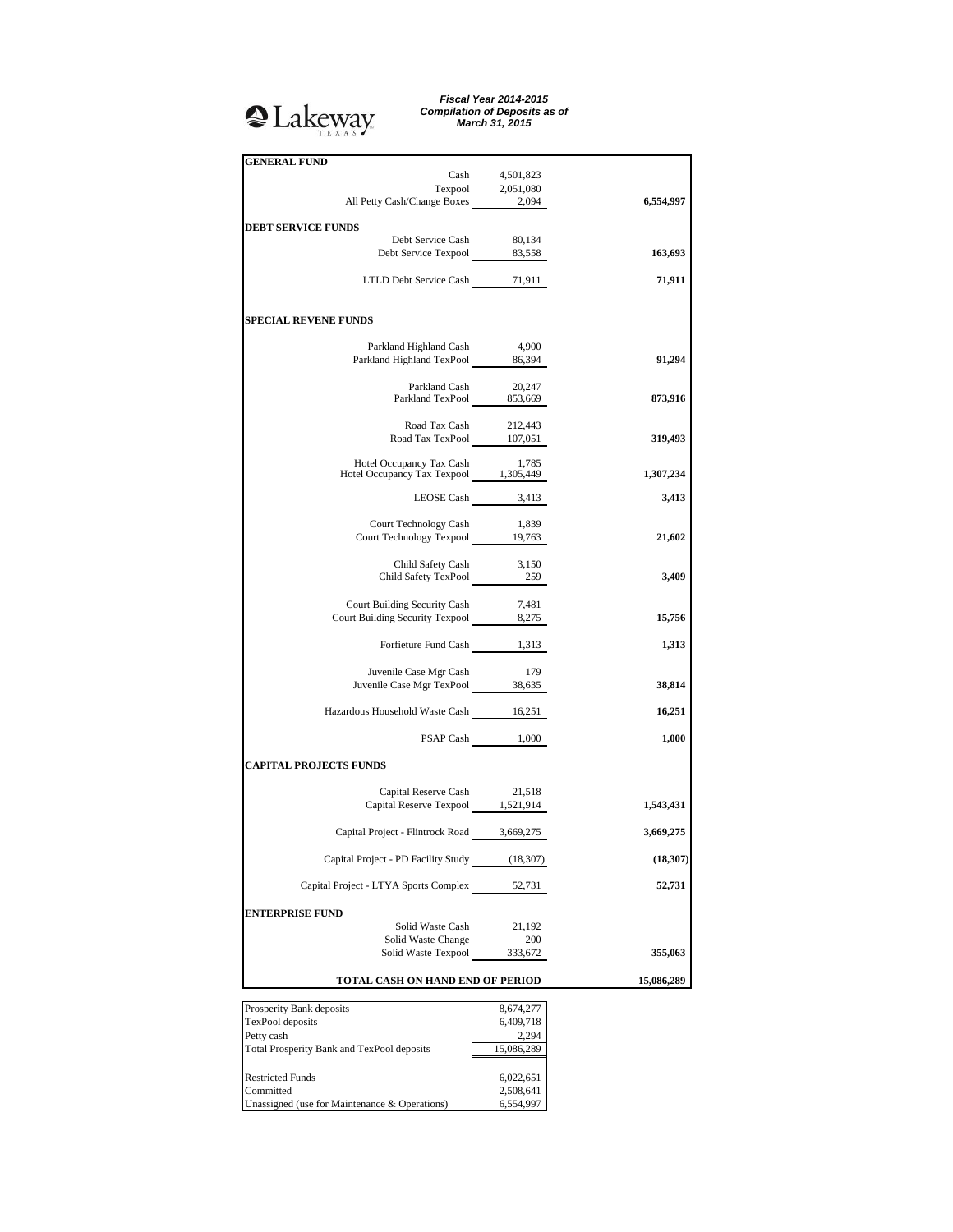Lakeway TEXAS

***Fiscal Year 2014-2015***
***Compilation of Deposits as of***
***March 31, 2015***

| | | |
|---|---|---|
| **GENERAL FUND** | | |
| Cash | 4,501,823 | |
| Texpool | 2,051,080 | |
| All Petty Cash/Change Boxes | 2,094 | **6,554,997** |
| **DEBT SERVICE FUNDS** | | |
| Debt Service Cash | 80,134 | |
| Debt Service Texpool | 83,558 | **163,693** |
| LTLD Debt Service Cash | 71,911 | **71,911** |
| **SPECIAL REVENE FUNDS** | | |
| Parkland Highland Cash | 4,900 | |
| Parkland Highland TexPool | 86,394 | **91,294** |
| Parkland Cash | 20,247 | |
| Parkland TexPool | 853,669 | **873,916** |
| Road Tax Cash | 212,443 | |
| Road Tax TexPool | 107,051 | **319,493** |
| Hotel Occupancy Tax Cash | 1,785 | |
| Hotel Occupancy Tax Texpool | 1,305,449 | **1,307,234** |
| LEOSE Cash | 3,413 | **3,413** |
| Court Technology Cash | 1,839 | |
| Court Technology Texpool | 19,763 | **21,602** |
| Child Safety Cash | 3,150 | |
| Child Safety TexPool | 259 | **3,409** |
| Court Building Security Cash | 7,481 | |
| Court Building Security Texpool | 8,275 | **15,756** |
| Forfieture Fund Cash | 1,313 | **1,313** |
| Juvenile Case Mgr Cash | 179 | |
| Juvenile Case Mgr TexPool | 38,635 | **38,814** |
| Hazardous Household Waste Cash | 16,251 | **16,251** |
| PSAP Cash | 1,000 | **1,000** |
| **CAPITAL PROJECTS FUNDS** | | |
| Capital Reserve Cash | 21,518 | |
| Capital Reserve Texpool | 1,521,914 | **1,543,431** |
| Capital Project - Flintrock Road | 3,669,275 | **3,669,275** |
| Capital Project - PD Facility Study | (18,307) | **(18,307)** |
| Capital Project - LTYA Sports Complex | 52,731 | **52,731** |
| **ENTERPRISE FUND** | | |
| Solid Waste Cash | 21,192 | |
| Solid Waste Change | 200 | |
| Solid Waste Texpool | 333,672 | **355,063** |
| **TOTAL CASH ON HAND END OF PERIOD** | | **15,086,289** |

| | |
|---|---|
| Prosperity Bank deposits | 8,674,277 |
| TexPool deposits | 6,409,718 |
| Petty cash | 2,294 |
| Total Prosperity Bank and TexPool deposits | 15,086,289 |
| | |
| Restricted Funds | 6,022,651 |
| Committed | 2,508,641 |
| Unassigned (use for Maintenance & Operations) | 6,554,997 |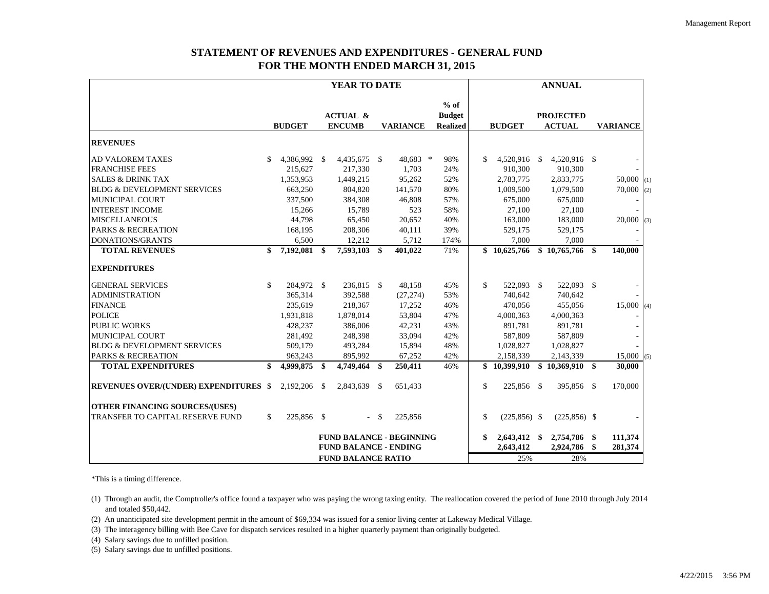# STATEMENT OF REVENUES AND EXPENDITURES - GENERAL FUND
## FOR THE MONTH ENDED MARCH 31, 2015

| | YEAR TO DATE | | | | ANNUAL | | | |
|---|---|---|---|---|---|---|---|---|
| | BUDGET | ACTUAL & ENCUMB | VARIANCE | % of Budget Realized | BUDGET | PROJECTED ACTUAL | VARIANCE | |
| **REVENUES** | | | | | | | | |
| AD VALOREM TAXES | $ 4,386,992 | $ 4,435,675 | $ 48,683 * | 98% | $ 4,520,916 | $ 4,520,916 | $ - | |
| FRANCHISE FEES | 215,627 | 217,330 | 1,703 | 24% | 910,300 | 910,300 | - | |
| SALES & DRINK TAX | 1,353,953 | 1,449,215 | 95,262 | 52% | 2,783,775 | 2,833,775 | 50,000 | (1) |
| BLDG & DEVELOPMENT SERVICES | 663,250 | 804,820 | 141,570 | 80% | 1,009,500 | 1,079,500 | 70,000 | (2) |
| MUNICIPAL COURT | 337,500 | 384,308 | 46,808 | 57% | 675,000 | 675,000 | - | |
| INTEREST INCOME | 15,266 | 15,789 | 523 | 58% | 27,100 | 27,100 | - | |
| MISCELLANEOUS | 44,798 | 65,450 | 20,652 | 40% | 163,000 | 183,000 | 20,000 | (3) |
| PARKS & RECREATION | 168,195 | 208,306 | 40,111 | 39% | 529,175 | 529,175 | - | |
| DONATIONS/GRANTS | 6,500 | 12,212 | 5,712 | 174% | 7,000 | 7,000 | - | |
| **TOTAL REVENUES** | **$ 7,192,081** | **$ 7,593,103** | **$ 401,022** | 71% | **$ 10,625,766** | **$ 10,765,766** | **$ 140,000** | |
| **EXPENDITURES** | | | | | | | | |
| GENERAL SERVICES | $ 284,972 | $ 236,815 | $ 48,158 | 45% | $ 522,093 | $ 522,093 | $ - | |
| ADMINISTRATION | 365,314 | 392,588 | (27,274) | 53% | 740,642 | 740,642 | - | |
| FINANCE | 235,619 | 218,367 | 17,252 | 46% | 470,056 | 455,056 | 15,000 | (4) |
| POLICE | 1,931,818 | 1,878,014 | 53,804 | 47% | 4,000,363 | 4,000,363 | - | |
| PUBLIC WORKS | 428,237 | 386,006 | 42,231 | 43% | 891,781 | 891,781 | - | |
| MUNICIPAL COURT | 281,492 | 248,398 | 33,094 | 42% | 587,809 | 587,809 | - | |
| BLDG & DEVELOPMENT SERVICES | 509,179 | 493,284 | 15,894 | 48% | 1,028,827 | 1,028,827 | - | |
| PARKS & RECREATION | 963,243 | 895,992 | 67,252 | 42% | 2,158,339 | 2,143,339 | 15,000 | (5) |
| **TOTAL EXPENDITURES** | **$ 4,999,875** | **$ 4,749,464** | **$ 250,411** | 46% | **$ 10,399,910** | **$ 10,369,910** | **$ 30,000** | |
| **REVENUES OVER/(UNDER) EXPENDITURES** | $ 2,192,206 | $ 2,843,639 | $ 651,433 | | $ 225,856 | $ 395,856 | $ 170,000 | |
| **OTHER FINANCING SOURCES/(USES)** | | | | | | | | |
| TRANSFER TO CAPITAL RESERVE FUND | $ 225,856 | $ - | $ 225,856 | | $ (225,856) | $ (225,856) | $ - | |
| | | **FUND BALANCE - BEGINNING** | | | **$ 2,643,412** | **$ 2,754,786** | **$ 111,374** | |
| | | **FUND BALANCE - ENDING** | | | **2,643,412** | **2,924,786** | **$ 281,374** | |
| | | **FUND BALANCE RATIO** | | | 25% | 28% | | |

*This is a timing difference.

(1) Through an audit, the Comptroller's office found a taxpayer who was paying the wrong taxing entity. The reallocation covered the period of June 2010 through July 2014 and totaled $50,442.

(2) An unanticipated site development permit in the amount of $69,334 was issued for a senior living center at Lakeway Medical Village.

(3) The interagency billing with Bee Cave for dispatch services resulted in a higher quarterly payment than originally budgeted.

(4) Salary savings due to unfilled position.

(5) Salary savings due to unfilled positions.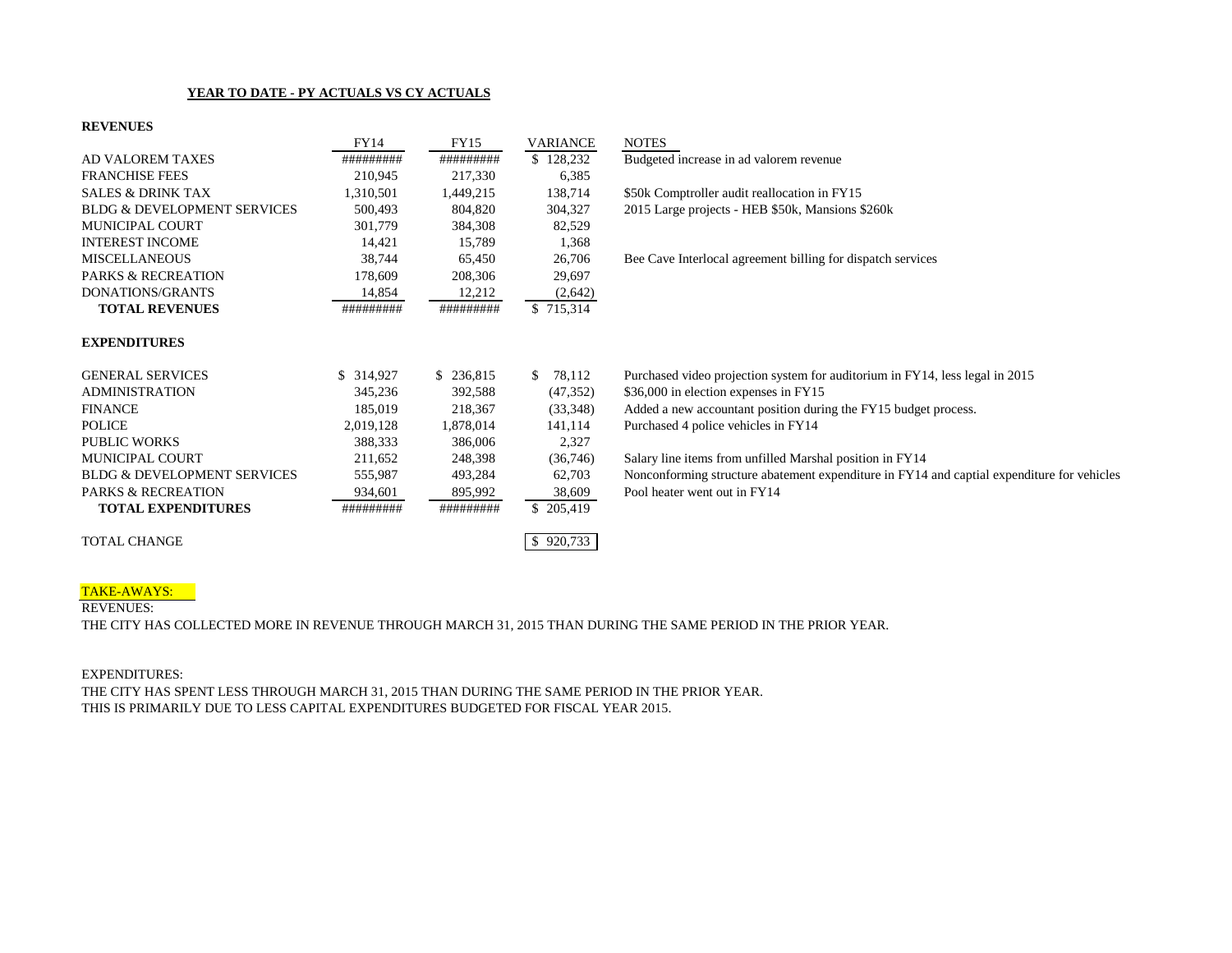**YEAR TO DATE - PY ACTUALS VS CY ACTUALS**

**REVENUES**

| | FY14 | FY15 | VARIANCE | NOTES |
|---|---|---|---|---|
| AD VALOREM TAXES | ######### | ######### | $ 128,232 | Budgeted increase in ad valorem revenue |
| FRANCHISE FEES | 210,945 | 217,330 | 6,385 | |
| SALES & DRINK TAX | 1,310,501 | 1,449,215 | 138,714 | $50k Comptroller audit reallocation in FY15 |
| BLDG & DEVELOPMENT SERVICES | 500,493 | 804,820 | 304,327 | 2015 Large projects - HEB $50k, Mansions $260k |
| MUNICIPAL COURT | 301,779 | 384,308 | 82,529 | |
| INTEREST INCOME | 14,421 | 15,789 | 1,368 | |
| MISCELLANEOUS | 38,744 | 65,450 | 26,706 | Bee Cave Interlocal agreement billing for dispatch services |
| PARKS & RECREATION | 178,609 | 208,306 | 29,697 | |
| DONATIONS/GRANTS | 14,854 | 12,212 | (2,642) | |
| **TOTAL REVENUES** | ######### | ######### | $ 715,314 | |

**EXPENDITURES**

| | FY14 | FY15 | VARIANCE | NOTES |
|---|---|---|---|---|
| GENERAL SERVICES | $ 314,927 | $ 236,815 | $ 78,112 | Purchased video projection system for auditorium in FY14, less legal in 2015 |
| ADMINISTRATION | 345,236 | 392,588 | (47,352) | $36,000 in election expenses in FY15 |
| FINANCE | 185,019 | 218,367 | (33,348) | Added a new accountant position during the FY15 budget process. |
| POLICE | 2,019,128 | 1,878,014 | 141,114 | Purchased 4 police vehicles in FY14 |
| PUBLIC WORKS | 388,333 | 386,006 | 2,327 | |
| MUNICIPAL COURT | 211,652 | 248,398 | (36,746) | Salary line items from unfilled Marshal position in FY14 |
| BLDG & DEVELOPMENT SERVICES | 555,987 | 493,284 | 62,703 | Nonconforming structure abatement expenditure in FY14 and captial expenditure for vehicles |
| PARKS & RECREATION | 934,601 | 895,992 | 38,609 | Pool heater went out in FY14 |
| **TOTAL EXPENDITURES** | ######### | ######### | $ 205,419 | |
| TOTAL CHANGE | | | $ 920,733 | |

TAKE-AWAYS:

REVENUES:

THE CITY HAS COLLECTED MORE IN REVENUE THROUGH MARCH 31, 2015 THAN DURING THE SAME PERIOD IN THE PRIOR YEAR.

EXPENDITURES:

THE CITY HAS SPENT LESS THROUGH MARCH 31, 2015 THAN DURING THE SAME PERIOD IN THE PRIOR YEAR.
THIS IS PRIMARILY DUE TO LESS CAPITAL EXPENDITURES BUDGETED FOR FISCAL YEAR 2015.